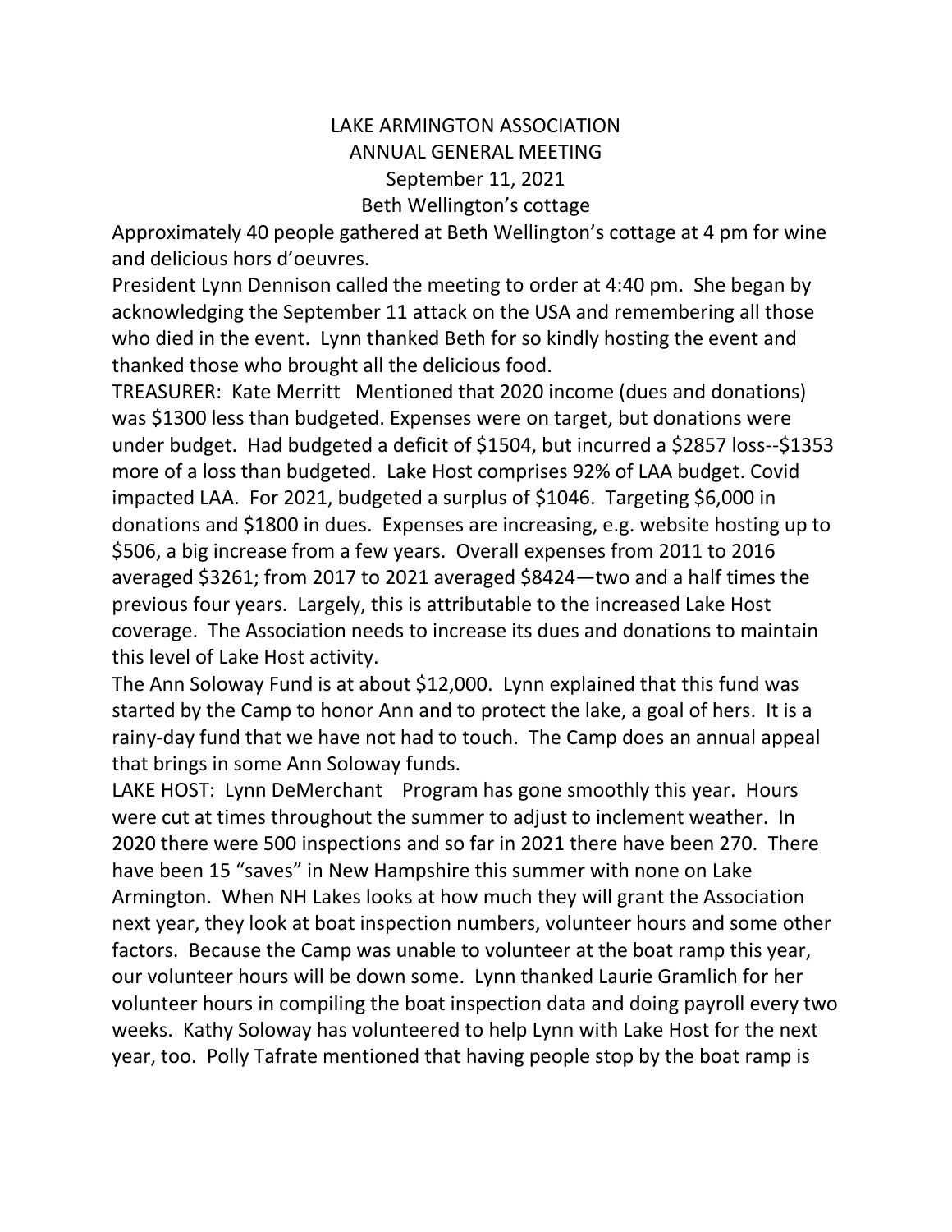# LAKE ARMINGTON ASSOCIATION
## ANNUAL GENERAL MEETING
### September 11, 2021
### Beth Wellington's cottage

Approximately 40 people gathered at Beth Wellington's cottage at 4 pm for wine and delicious hors d'oeuvres.

President Lynn Dennison called the meeting to order at 4:40 pm. She began by acknowledging the September 11 attack on the USA and remembering all those who died in the event. Lynn thanked Beth for so kindly hosting the event and thanked those who brought all the delicious food.

TREASURER: Kate Merritt Mentioned that 2020 income (dues and donations) was $1300 less than budgeted. Expenses were on target, but donations were under budget. Had budgeted a deficit of $1504, but incurred a $2857 loss--$1353 more of a loss than budgeted. Lake Host comprises 92% of LAA budget. Covid impacted LAA. For 2021, budgeted a surplus of $1046. Targeting $6,000 in donations and $1800 in dues. Expenses are increasing, e.g. website hosting up to $506, a big increase from a few years. Overall expenses from 2011 to 2016 averaged $3261; from 2017 to 2021 averaged $8424—two and a half times the previous four years. Largely, this is attributable to the increased Lake Host coverage. The Association needs to increase its dues and donations to maintain this level of Lake Host activity.

The Ann Soloway Fund is at about $12,000. Lynn explained that this fund was started by the Camp to honor Ann and to protect the lake, a goal of hers. It is a rainy-day fund that we have not had to touch. The Camp does an annual appeal that brings in some Ann Soloway funds.

LAKE HOST: Lynn DeMerchant Program has gone smoothly this year. Hours were cut at times throughout the summer to adjust to inclement weather. In 2020 there were 500 inspections and so far in 2021 there have been 270. There have been 15 "saves" in New Hampshire this summer with none on Lake Armington. When NH Lakes looks at how much they will grant the Association next year, they look at boat inspection numbers, volunteer hours and some other factors. Because the Camp was unable to volunteer at the boat ramp this year, our volunteer hours will be down some. Lynn thanked Laurie Gramlich for her volunteer hours in compiling the boat inspection data and doing payroll every two weeks. Kathy Soloway has volunteered to help Lynn with Lake Host for the next year, too. Polly Tafrate mentioned that having people stop by the boat ramp is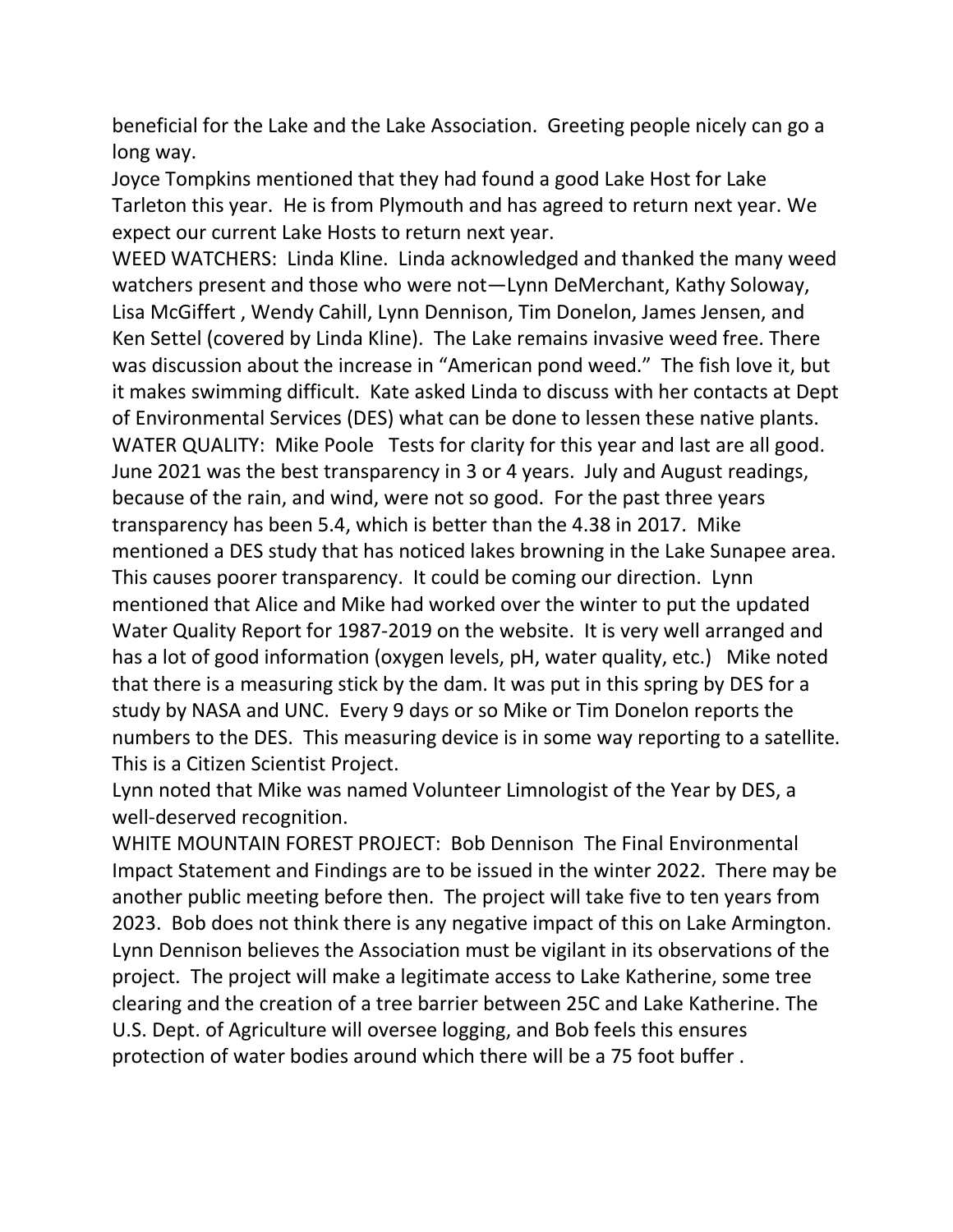beneficial for the Lake and the Lake Association. Greeting people nicely can go a long way.

Joyce Tompkins mentioned that they had found a good Lake Host for Lake Tarleton this year. He is from Plymouth and has agreed to return next year. We expect our current Lake Hosts to return next year.

WEED WATCHERS: Linda Kline. Linda acknowledged and thanked the many weed watchers present and those who were not—Lynn DeMerchant, Kathy Soloway, Lisa McGiffert , Wendy Cahill, Lynn Dennison, Tim Donelon, James Jensen, and Ken Settel (covered by Linda Kline). The Lake remains invasive weed free. There was discussion about the increase in "American pond weed." The fish love it, but it makes swimming difficult. Kate asked Linda to discuss with her contacts at Dept of Environmental Services (DES) what can be done to lessen these native plants.

WATER QUALITY: Mike Poole Tests for clarity for this year and last are all good. June 2021 was the best transparency in 3 or 4 years. July and August readings, because of the rain, and wind, were not so good. For the past three years transparency has been 5.4, which is better than the 4.38 in 2017. Mike mentioned a DES study that has noticed lakes browning in the Lake Sunapee area. This causes poorer transparency. It could be coming our direction. Lynn mentioned that Alice and Mike had worked over the winter to put the updated Water Quality Report for 1987-2019 on the website. It is very well arranged and has a lot of good information (oxygen levels, pH, water quality, etc.) Mike noted that there is a measuring stick by the dam. It was put in this spring by DES for a study by NASA and UNC. Every 9 days or so Mike or Tim Donelon reports the numbers to the DES. This measuring device is in some way reporting to a satellite. This is a Citizen Scientist Project.

Lynn noted that Mike was named Volunteer Limnologist of the Year by DES, a well-deserved recognition.

WHITE MOUNTAIN FOREST PROJECT: Bob Dennison The Final Environmental Impact Statement and Findings are to be issued in the winter 2022. There may be another public meeting before then. The project will take five to ten years from 2023. Bob does not think there is any negative impact of this on Lake Armington. Lynn Dennison believes the Association must be vigilant in its observations of the project. The project will make a legitimate access to Lake Katherine, some tree clearing and the creation of a tree barrier between 25C and Lake Katherine. The U.S. Dept. of Agriculture will oversee logging, and Bob feels this ensures protection of water bodies around which there will be a 75 foot buffer .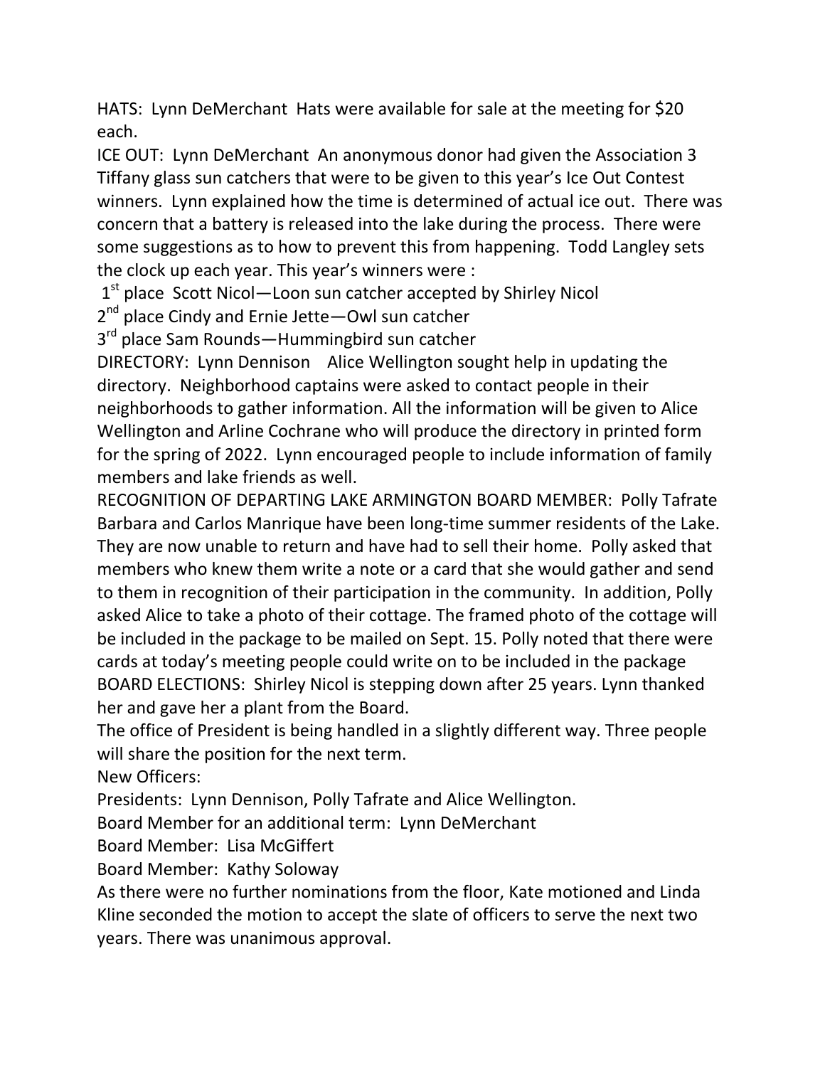HATS:  Lynn DeMerchant  Hats were available for sale at the meeting for $20 each.

ICE OUT:  Lynn DeMerchant  An anonymous donor had given the Association 3 Tiffany glass sun catchers that were to be given to this year's Ice Out Contest winners.  Lynn explained how the time is determined of actual ice out.  There was concern that a battery is released into the lake during the process.  There were some suggestions as to how to prevent this from happening.  Todd Langley sets the clock up each year. This year's winners were :

1st place  Scott Nicol—Loon sun catcher accepted by Shirley Nicol

2nd place Cindy and Ernie Jette—Owl sun catcher

3rd place Sam Rounds—Hummingbird sun catcher

DIRECTORY:  Lynn Dennison   Alice Wellington sought help in updating the directory.  Neighborhood captains were asked to contact people in their neighborhoods to gather information. All the information will be given to Alice Wellington and Arline Cochrane who will produce the directory in printed form for the spring of 2022.  Lynn encouraged people to include information of family members and lake friends as well.

RECOGNITION OF DEPARTING LAKE ARMINGTON BOARD MEMBER:  Polly Tafrate  Barbara and Carlos Manrique have been long-time summer residents of the Lake.  They are now unable to return and have had to sell their home.  Polly asked that members who knew them write a note or a card that she would gather and send to them in recognition of their participation in the community.  In addition, Polly asked Alice to take a photo of their cottage. The framed photo of the cottage will be included in the package to be mailed on Sept. 15. Polly noted that there were cards at today's meeting people could write on to be included in the package

BOARD ELECTIONS:  Shirley Nicol is stepping down after 25 years. Lynn thanked her and gave her a plant from the Board.

The office of President is being handled in a slightly different way. Three people will share the position for the next term.

New Officers:

Presidents:  Lynn Dennison, Polly Tafrate and Alice Wellington.

Board Member for an additional term:  Lynn DeMerchant

Board Member:  Lisa McGiffert

Board Member:  Kathy Soloway

As there were no further nominations from the floor, Kate motioned and Linda Kline seconded the motion to accept the slate of officers to serve the next two years. There was unanimous approval.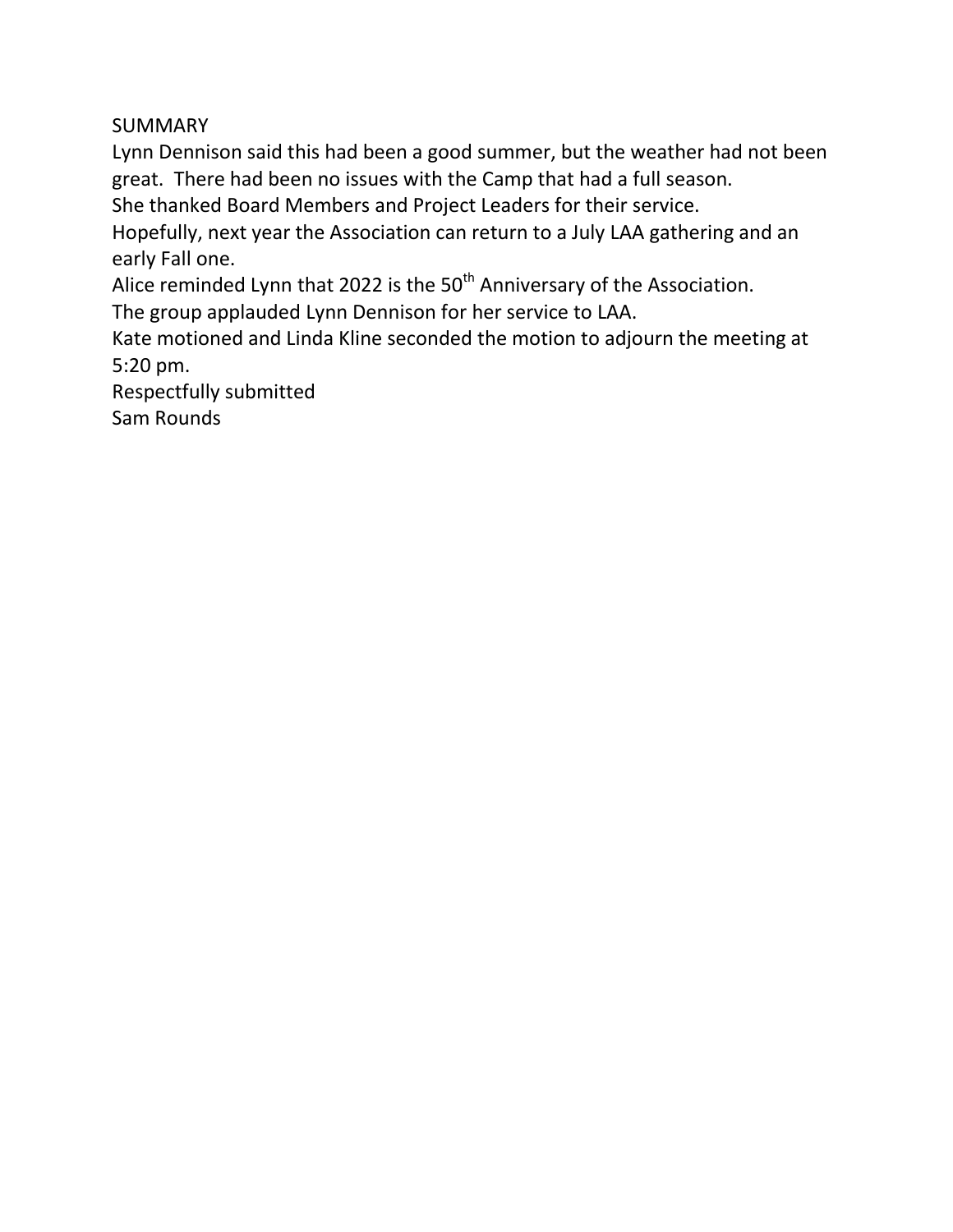SUMMARY

Lynn Dennison said this had been a good summer, but the weather had not been great. There had been no issues with the Camp that had a full season.

She thanked Board Members and Project Leaders for their service.

Hopefully, next year the Association can return to a July LAA gathering and an early Fall one.

Alice reminded Lynn that 2022 is the 50th Anniversary of the Association.

The group applauded Lynn Dennison for her service to LAA.

Kate motioned and Linda Kline seconded the motion to adjourn the meeting at 5:20 pm.

Respectfully submitted

Sam Rounds